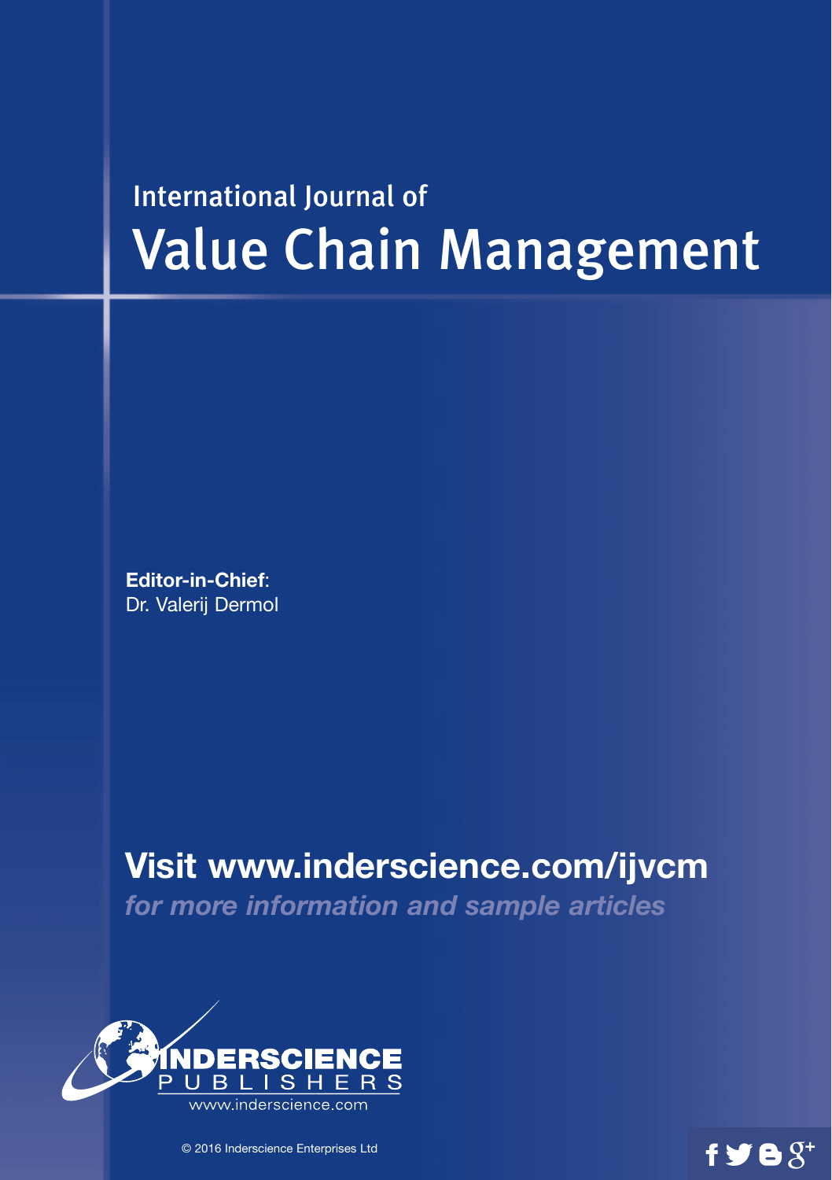International Journal of

# Value Chain Management

**Editor-in-Chief**:
Dr. Valerij Dermol

## Visit www.inderscience.com/ijvcm

***for more information and sample articles***

INDERSCIENCE PUBLISHERS
www.inderscience.com

© 2016 Inderscience Enterprises Ltd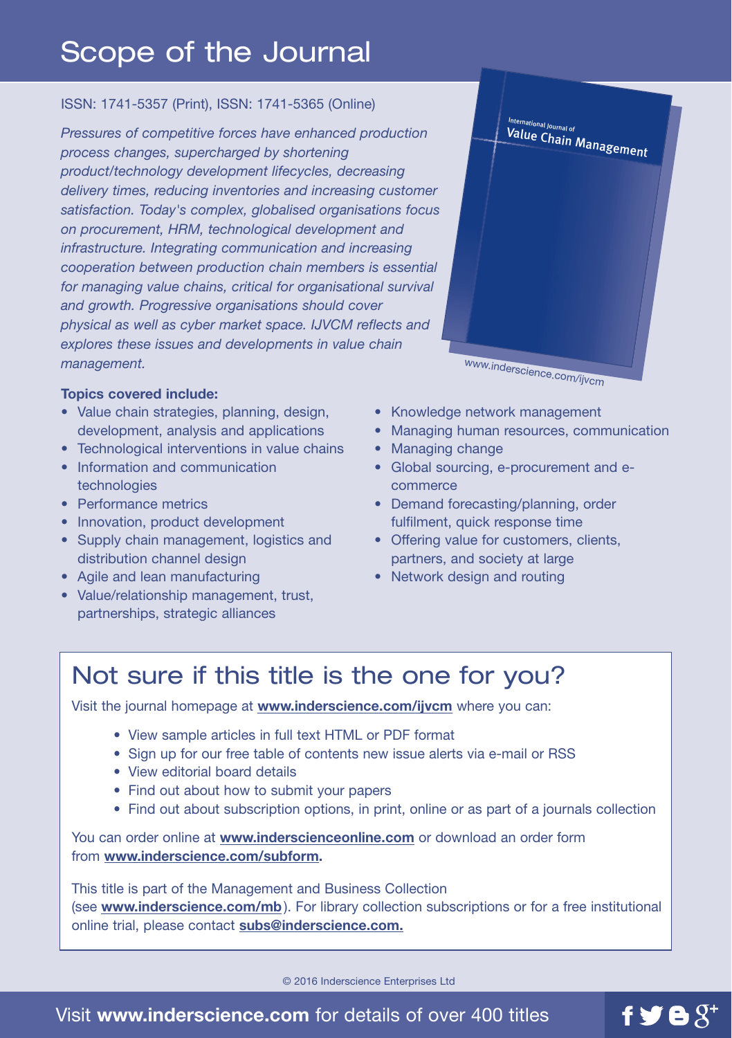# Scope of the Journal

ISSN: 1741-5357 (Print), ISSN: 1741-5365 (Online)

*Pressures of competitive forces have enhanced production process changes, supercharged by shortening product/technology development lifecycles, decreasing delivery times, reducing inventories and increasing customer satisfaction. Today's complex, globalised organisations focus on procurement, HRM, technological development and infrastructure. Integrating communication and increasing cooperation between production chain members is essential for managing value chains, critical for organisational survival and growth. Progressive organisations should cover physical as well as cyber market space. IJVCM reflects and explores these issues and developments in value chain management.*

International Journal of Value Chain Management

www.inderscience.com/ijvcm

**Topics covered include:**

- Value chain strategies, planning, design, development, analysis and applications
- Technological interventions in value chains
- Information and communication technologies
- Performance metrics
- Innovation, product development
- Supply chain management, logistics and distribution channel design
- Agile and lean manufacturing
- Value/relationship management, trust, partnerships, strategic alliances
- Knowledge network management
- Managing human resources, communication
- Managing change
- Global sourcing, e-procurement and e-commerce
- Demand forecasting/planning, order fulfilment, quick response time
- Offering value for customers, clients, partners, and society at large
- Network design and routing

## Not sure if this title is the one for you?

Visit the journal homepage at **www.inderscience.com/ijvcm** where you can:

- View sample articles in full text HTML or PDF format
- Sign up for our free table of contents new issue alerts via e-mail or RSS
- View editorial board details
- Find out about how to submit your papers
- Find out about subscription options, in print, online or as part of a journals collection

You can order online at **www.inderscienceonline.com** or download an order form from **www.inderscience.com/subform.**

This title is part of the Management and Business Collection (see **www.inderscience.com/mb**). For library collection subscriptions or for a free institutional online trial, please contact **subs@inderscience.com.**

© 2016 Inderscience Enterprises Ltd

Visit **www.inderscience.com** for details of over 400 titles